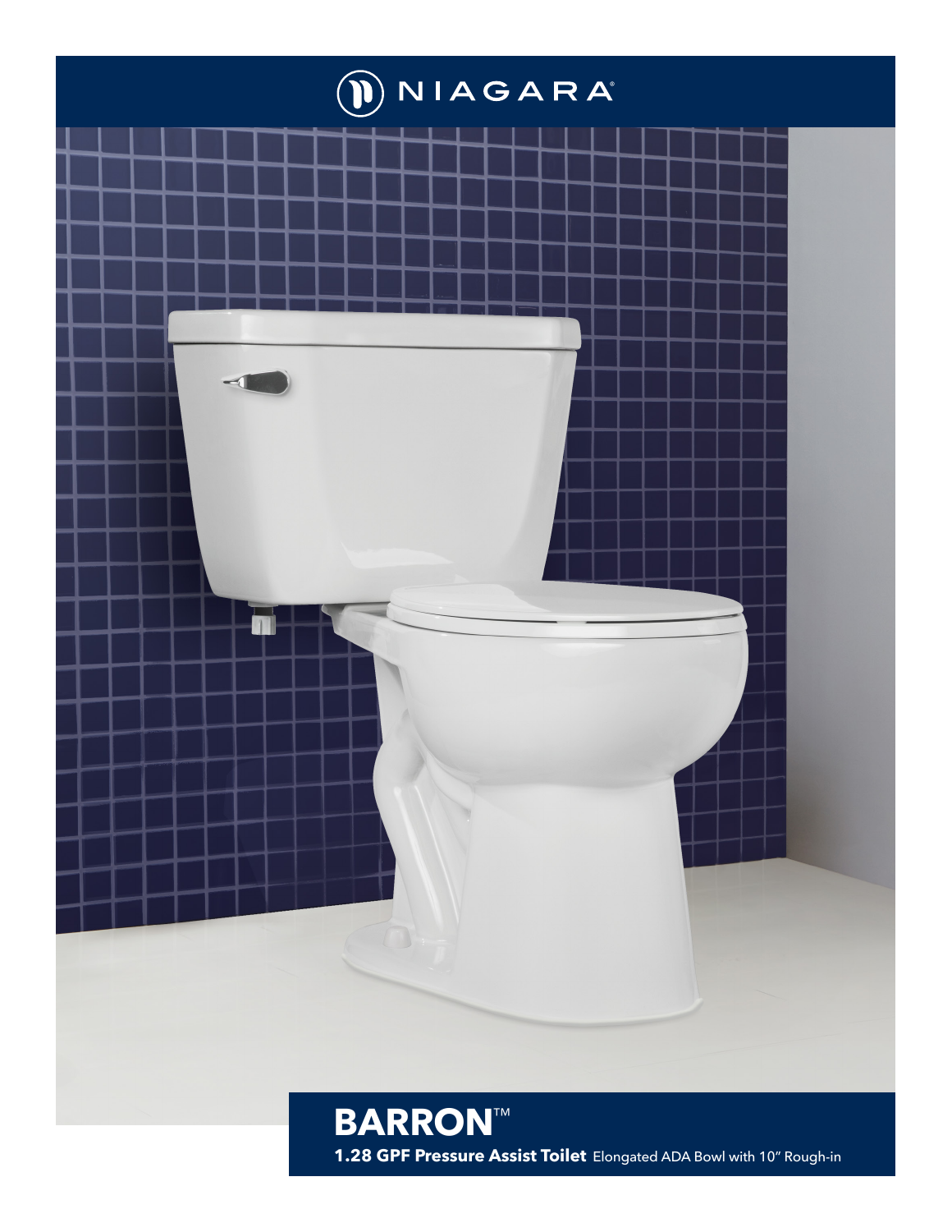NIAGARA®

# BARRON™

**1.28 GPF Pressure Assist Toilet** Elongated ADA Bowl with 10" Rough-in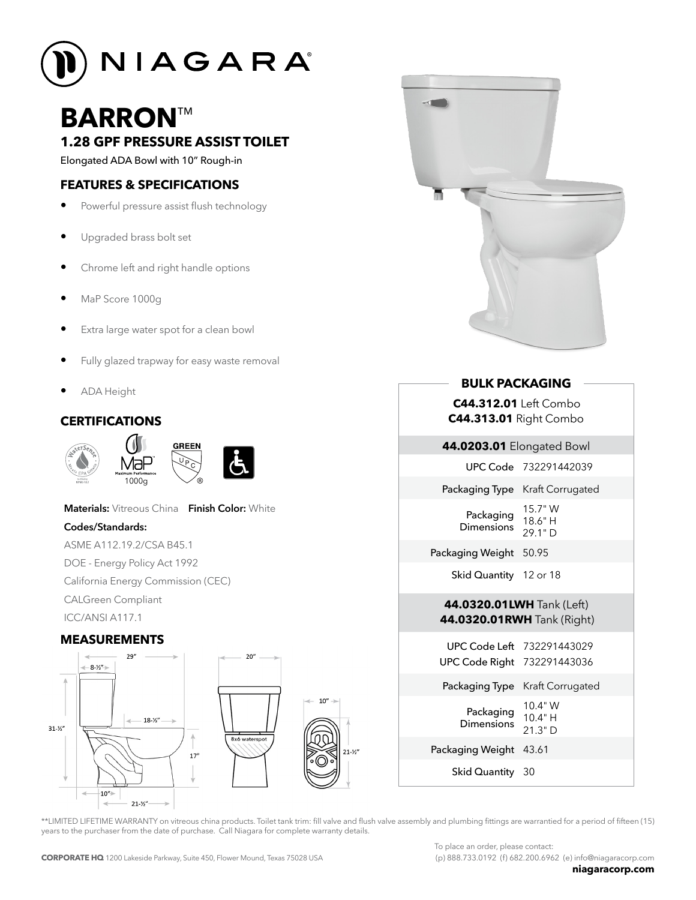# NIAGARA®

# BARRON™

## 1.28 GPF PRESSURE ASSIST TOILET

Elongated ADA Bowl with 10" Rough-in

### FEATURES & SPECIFICATIONS

- Powerful pressure assist flush technology
- Upgraded brass bolt set
- Chrome left and right handle options
- MaP Score 1000g
- Extra large water spot for a clean bowl
- Fully glazed trapway for easy waste removal
- ADA Height

### CERTIFICATIONS

WaterSense · MaP Maximum Performance 1000g · GREEN UPC® · ADA

**Materials:** Vitreous China **Finish Color:** White

**Codes/Standards:**

ASME A112.19.2/CSA B45.1

DOE - Energy Policy Act 1992

California Energy Commission (CEC)

CALGreen Compliant

ICC/ANSI A117.1

### MEASUREMENTS

29"
8-½"
18-½"
31-½"
17"
10"
21-½"
20"
8x6 waterspot
10"
21-½"

### BULK PACKAGING

**C44.312.01** Left Combo
**C44.313.01** Right Combo

| **44.0203.01** Elongated Bowl | |
| --- | --- |
| UPC Code | 732291442039 |
| Packaging Type | Kraft Corrugated |
| Packaging Dimensions | 15.7" W<br>18.6" H<br>29.1" D |
| Packaging Weight | 50.95 |
| Skid Quantity | 12 or 18 |

| **44.0320.01LWH** Tank (Left)<br>**44.0320.01RWH** Tank (Right) | |
| --- | --- |
| UPC Code Left | 732291443029 |
| UPC Code Right | 732291443036 |
| Packaging Type | Kraft Corrugated |
| Packaging Dimensions | 10.4" W<br>10.4" H<br>21.3" D |
| Packaging Weight | 43.61 |
| Skid Quantity | 30 |

**LIMITED LIFETIME WARRANTY on vitreous china products. Toilet tank trim: fill valve and flush valve assembly and plumbing fittings are warrantied for a period of fifteen (15) years to the purchaser from the date of purchase. Call Niagara for complete warranty details.

**CORPORATE HQ** 1200 Lakeside Parkway, Suite 450, Flower Mound, Texas 75028 USA

To place an order, please contact:
(p) 888.733.0192 (f) 682.200.6962 (e) info@niagaracorp.com
**niagaracorp.com**